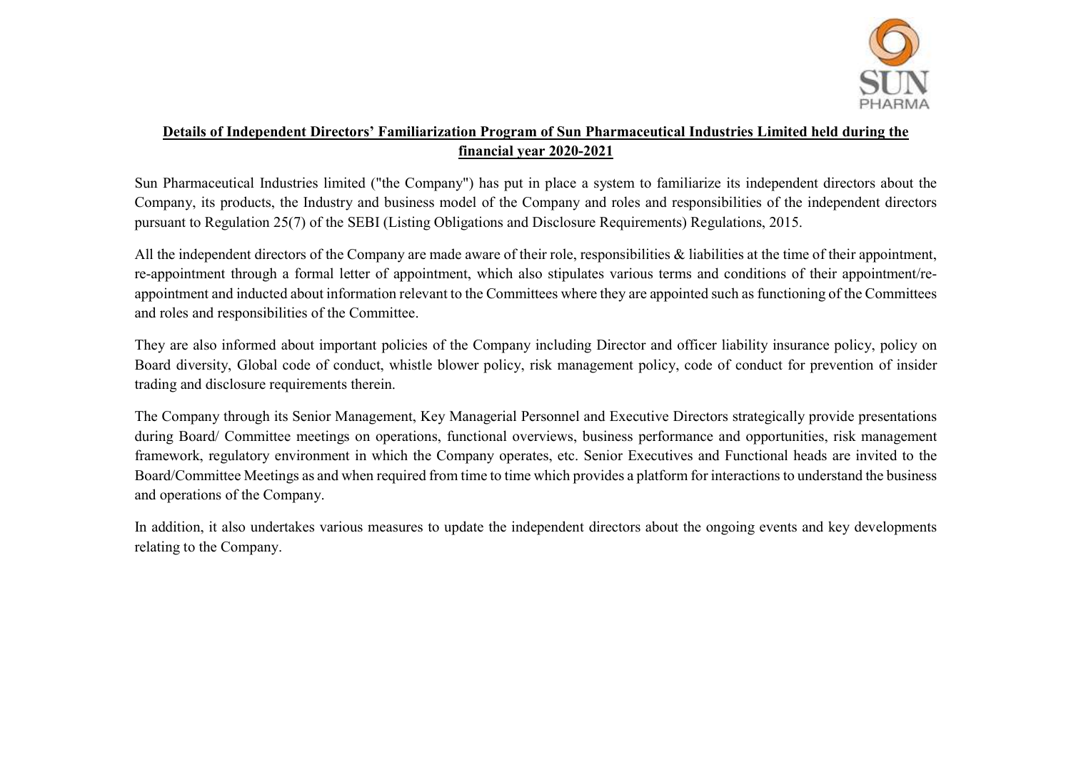## Details of Independent Directors' Familiarization Program of Sun Pharmaceutical Industries Limited held during the financial year 2020-2021

Sun Pharmaceutical Industries limited ("the Company") has put in place a system to familiarize its independent directors about the Company, its products, the Industry and business model of the Company and roles and responsibilities of the independent directors pursuant to Regulation 25(7) of the SEBI (Listing Obligations and Disclosure Requirements) Regulations, 2015.

All the independent directors of the Company are made aware of their role, responsibilities & liabilities at the time of their appointment, re-appointment through a formal letter of appointment, which also stipulates various terms and conditions of their appointment/re-appointment and inducted about information relevant to the Committees where they are appointed such as functioning of the Committees and roles and responsibilities of the Committee.

They are also informed about important policies of the Company including Director and officer liability insurance policy, policy on Board diversity, Global code of conduct, whistle blower policy, risk management policy, code of conduct for prevention of insider trading and disclosure requirements therein.

The Company through its Senior Management, Key Managerial Personnel and Executive Directors strategically provide presentations during Board/ Committee meetings on operations, functional overviews, business performance and opportunities, risk management framework, regulatory environment in which the Company operates, etc. Senior Executives and Functional heads are invited to the Board/Committee Meetings as and when required from time to time which provides a platform for interactions to understand the business and operations of the Company.

In addition, it also undertakes various measures to update the independent directors about the ongoing events and key developments relating to the Company.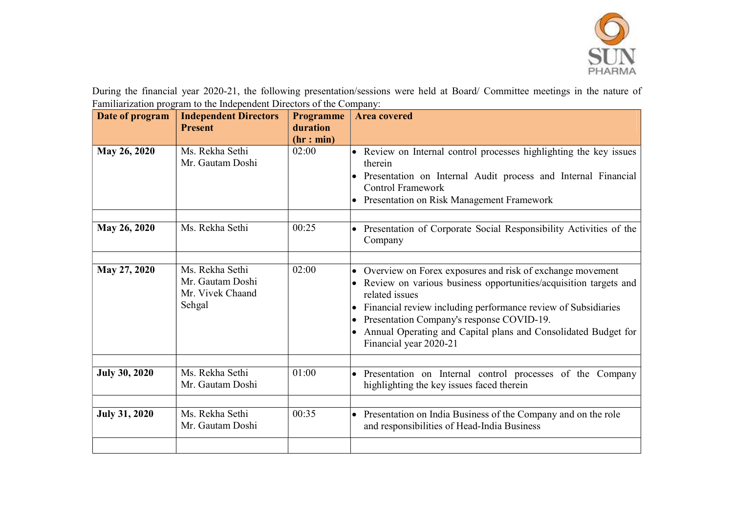During the financial year 2020-21, the following presentation/sessions were held at Board/ Committee meetings in the nature of Familiarization program to the Independent Directors of the Company:

| Date of program | Independent Directors Present | Programme duration (hr : min) | Area covered |
|---|---|---|---|
| **May 26, 2020** | Ms. Rekha Sethi<br>Mr. Gautam Doshi | 02:00 | • Review on Internal control processes highlighting the key issues therein<br>• Presentation on Internal Audit process and Internal Financial Control Framework<br>• Presentation on Risk Management Framework |
| | | | |
| **May 26, 2020** | Ms. Rekha Sethi | 00:25 | • Presentation of Corporate Social Responsibility Activities of the Company |
| | | | |
| **May 27, 2020** | Ms. Rekha Sethi<br>Mr. Gautam Doshi<br>Mr. Vivek Chaand Sehgal | 02:00 | • Overview on Forex exposures and risk of exchange movement<br>• Review on various business opportunities/acquisition targets and related issues<br>• Financial review including performance review of Subsidiaries<br>• Presentation Company's response COVID-19.<br>• Annual Operating and Capital plans and Consolidated Budget for Financial year 2020-21 |
| | | | |
| **July 30, 2020** | Ms. Rekha Sethi<br>Mr. Gautam Doshi | 01:00 | • Presentation on Internal control processes of the Company highlighting the key issues faced therein |
| | | | |
| **July 31, 2020** | Ms. Rekha Sethi<br>Mr. Gautam Doshi | 00:35 | • Presentation on India Business of the Company and on the role and responsibilities of Head-India Business |
| | | | |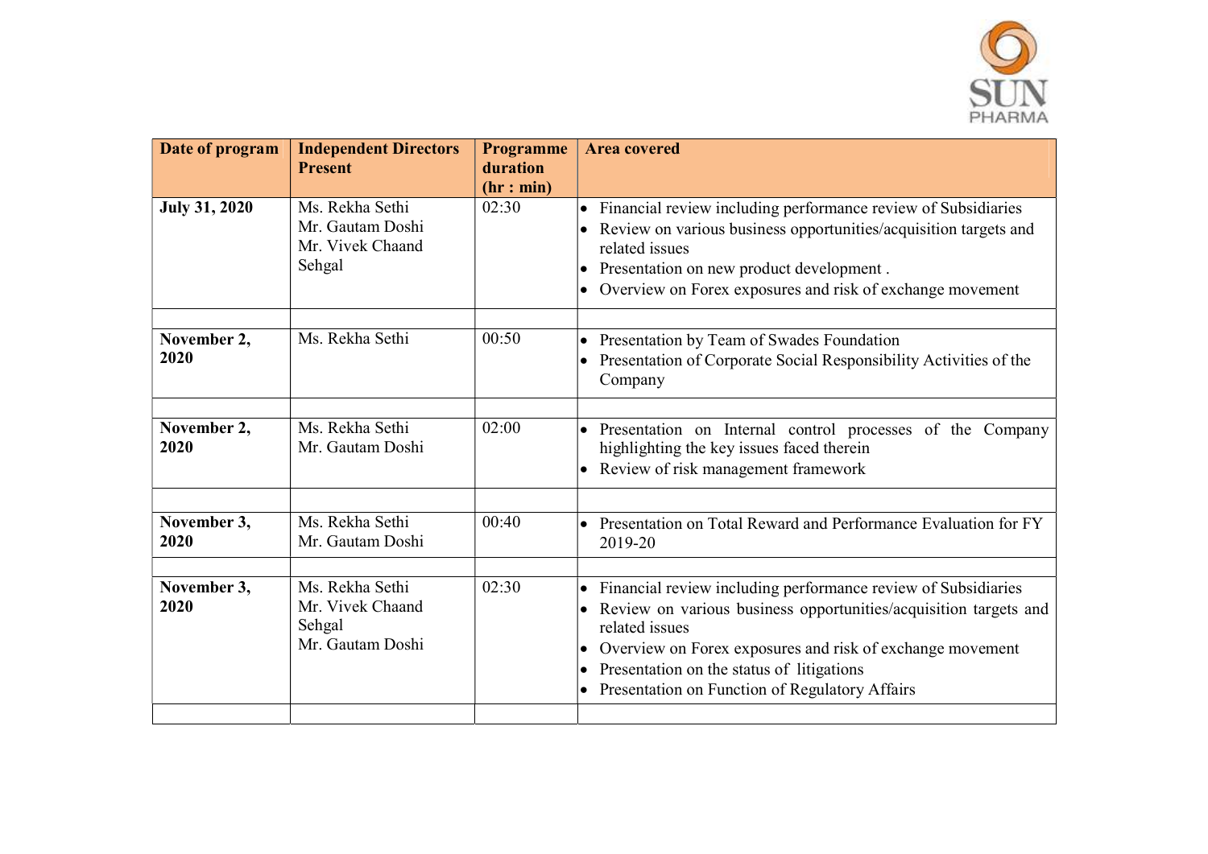| Date of program | Independent Directors Present | Programme duration (hr : min) | Area covered |
|---|---|---|---|
| **July 31, 2020** | Ms. Rekha Sethi<br>Mr. Gautam Doshi<br>Mr. Vivek Chaand Sehgal | 02:30 | • Financial review including performance review of Subsidiaries<br>• Review on various business opportunities/acquisition targets and related issues<br>• Presentation on new product development .<br>• Overview on Forex exposures and risk of exchange movement |
| | | | |
| **November 2, 2020** | Ms. Rekha Sethi | 00:50 | • Presentation by Team of Swades Foundation<br>• Presentation of Corporate Social Responsibility Activities of the Company |
| | | | |
| **November 2, 2020** | Ms. Rekha Sethi<br>Mr. Gautam Doshi | 02:00 | • Presentation on Internal control processes of the Company highlighting the key issues faced therein<br>• Review of risk management framework |
| | | | |
| **November 3, 2020** | Ms. Rekha Sethi<br>Mr. Gautam Doshi | 00:40 | • Presentation on Total Reward and Performance Evaluation for FY 2019-20 |
| | | | |
| **November 3, 2020** | Ms. Rekha Sethi<br>Mr. Vivek Chaand Sehgal<br>Mr. Gautam Doshi | 02:30 | • Financial review including performance review of Subsidiaries<br>• Review on various business opportunities/acquisition targets and related issues<br>• Overview on Forex exposures and risk of exchange movement<br>• Presentation on the status of litigations<br>• Presentation on Function of Regulatory Affairs |
| | | | |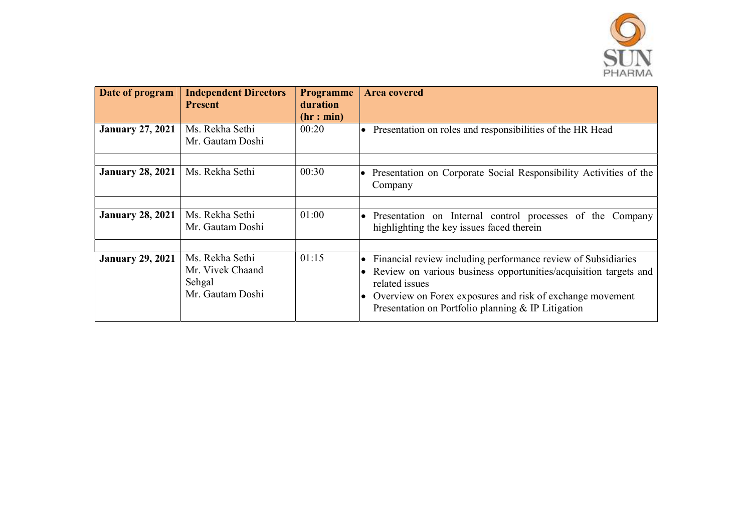| Date of program | Independent Directors Present | Programme duration (hr : min) | Area covered |
|---|---|---|---|
| **January 27, 2021** | Ms. Rekha Sethi<br>Mr. Gautam Doshi | 00:20 | • Presentation on roles and responsibilities of the HR Head |
| | | | |
| **January 28, 2021** | Ms. Rekha Sethi | 00:30 | • Presentation on Corporate Social Responsibility Activities of the Company |
| | | | |
| **January 28, 2021** | Ms. Rekha Sethi<br>Mr. Gautam Doshi | 01:00 | • Presentation on Internal control processes of the Company highlighting the key issues faced therein |
| | | | |
| **January 29, 2021** | Ms. Rekha Sethi<br>Mr. Vivek Chaand Sehgal<br>Mr. Gautam Doshi | 01:15 | • Financial review including performance review of Subsidiaries<br>• Review on various business opportunities/acquisition targets and related issues<br>• Overview on Forex exposures and risk of exchange movement Presentation on Portfolio planning & IP Litigation |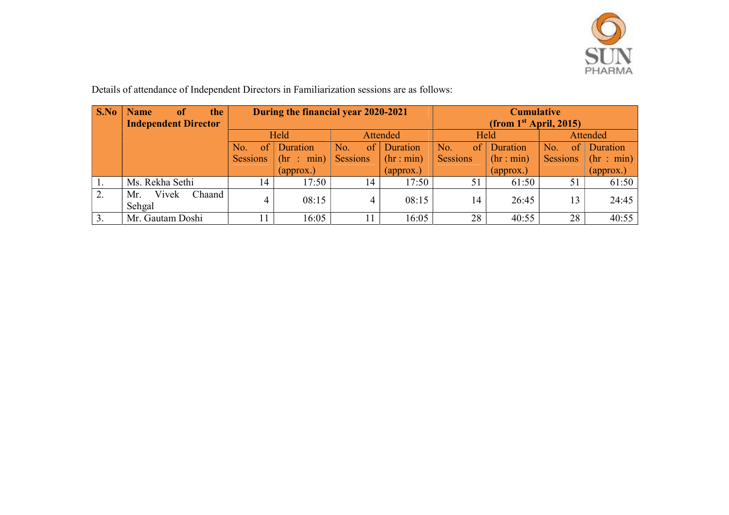Details of attendance of Independent Directors in Familiarization sessions are as follows:

| S.No | Name of the Independent Director | During the financial year 2020-2021 | | | | Cumulative (from 1st April, 2015) | | | |
|---|---|---|---|---|---|---|---|---|---|
| | | Held | | Attended | | Held | | Attended | |
| | | No. of Sessions | Duration (hr : min) (approx.) | No. of Sessions | Duration (hr : min) (approx.) | No. of Sessions | Duration (hr : min) (approx.) | No. of Sessions | Duration (hr : min) (approx.) |
| 1. | Ms. Rekha Sethi | 14 | 17:50 | 14 | 17:50 | 51 | 61:50 | 51 | 61:50 |
| 2. | Mr. Vivek Chaand Sehgal | 4 | 08:15 | 4 | 08:15 | 14 | 26:45 | 13 | 24:45 |
| 3. | Mr. Gautam Doshi | 11 | 16:05 | 11 | 16:05 | 28 | 40:55 | 28 | 40:55 |